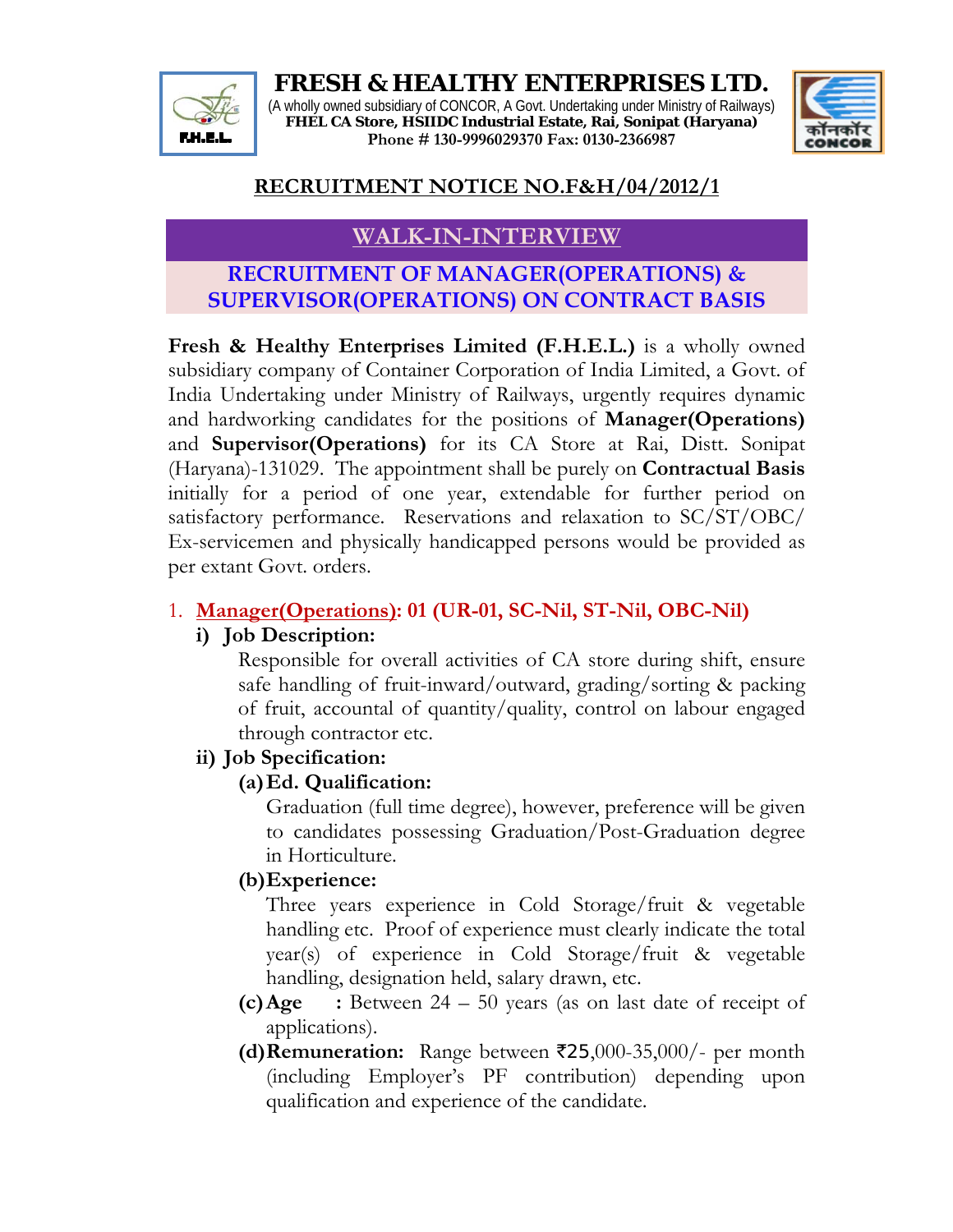# FRESH & HEALTHY ENTERPRISES LTD.

(A wholly owned subsidiary of CONCOR, A Govt. Undertaking under Ministry of Railways)
**FHEL CA Store, HSIIDC Industrial Estate, Rai, Sonipat (Haryana)**
**Phone # 130-9996029370 Fax: 0130-2366987**

## RECRUITMENT NOTICE NO.F&H/04/2012/1

## WALK-IN-INTERVIEW

## RECRUITMENT OF MANAGER(OPERATIONS) & SUPERVISOR(OPERATIONS) ON CONTRACT BASIS

**Fresh & Healthy Enterprises Limited (F.H.E.L.)** is a wholly owned subsidiary company of Container Corporation of India Limited, a Govt. of India Undertaking under Ministry of Railways, urgently requires dynamic and hardworking candidates for the positions of **Manager(Operations)** and **Supervisor(Operations)** for its CA Store at Rai, Distt. Sonipat (Haryana)-131029. The appointment shall be purely on **Contractual Basis** initially for a period of one year, extendable for further period on satisfactory performance. Reservations and relaxation to SC/ST/OBC/ Ex-servicemen and physically handicapped persons would be provided as per extant Govt. orders.

1. **Manager(Operations): 01 (UR-01, SC-Nil, ST-Nil, OBC-Nil)**
   - **i) Job Description:**

     Responsible for overall activities of CA store during shift, ensure safe handling of fruit-inward/outward, grading/sorting & packing of fruit, accountal of quantity/quality, control on labour engaged through contractor etc.

   - **ii) Job Specification:**
     - **(a) Ed. Qualification:**

       Graduation (full time degree), however, preference will be given to candidates possessing Graduation/Post-Graduation degree in Horticulture.

     - **(b) Experience:**

       Three years experience in Cold Storage/fruit & vegetable handling etc. Proof of experience must clearly indicate the total year(s) of experience in Cold Storage/fruit & vegetable handling, designation held, salary drawn, etc.

     - **(c) Age :** Between 24 – 50 years (as on last date of receipt of applications).
     - **(d) Remuneration:** Range between ₹25,000-35,000/- per month (including Employer's PF contribution) depending upon qualification and experience of the candidate.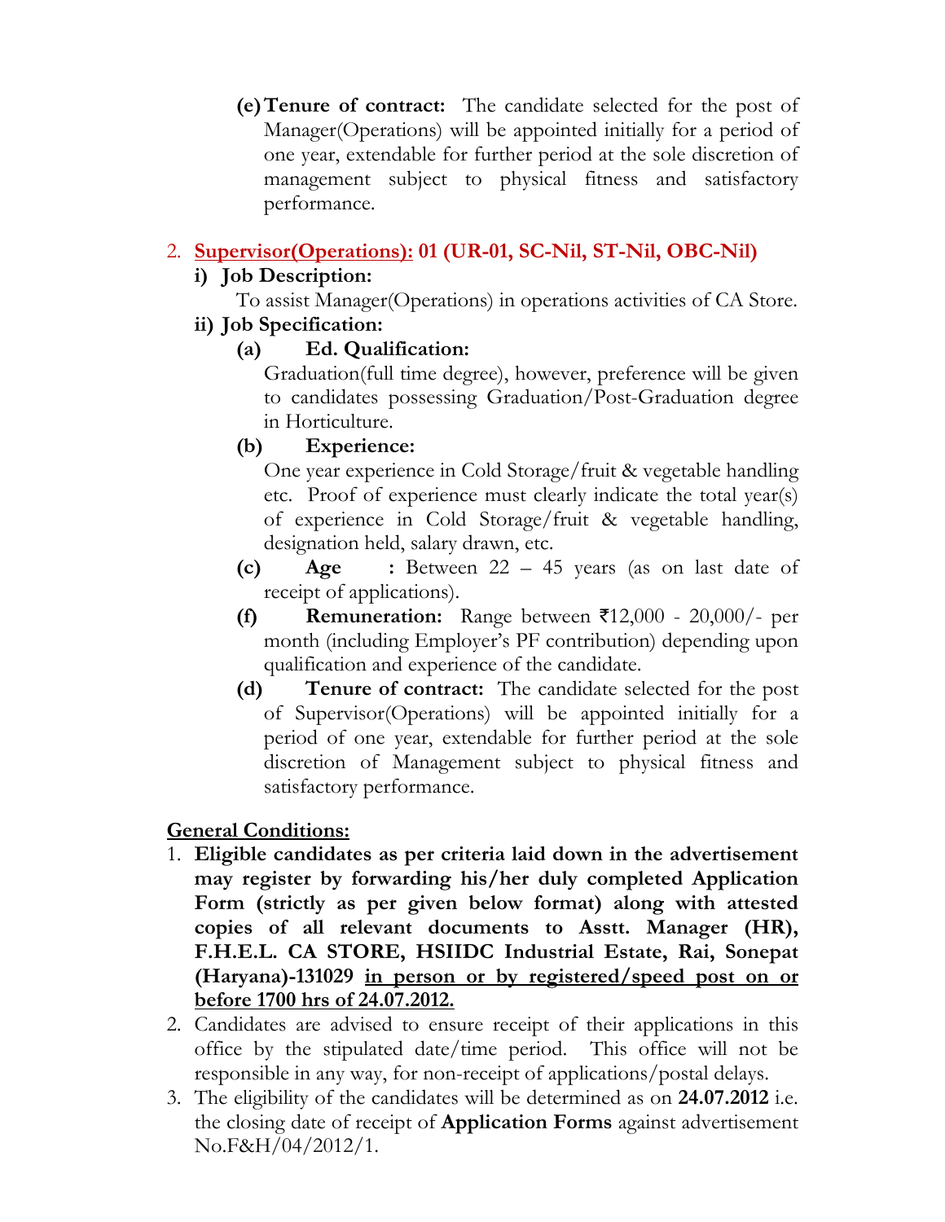**(e) Tenure of contract:** The candidate selected for the post of Manager(Operations) will be appointed initially for a period of one year, extendable for further period at the sole discretion of management subject to physical fitness and satisfactory performance.

2. **Supervisor(Operations): 01 (UR-01, SC-Nil, ST-Nil, OBC-Nil)**

   **i) Job Description:**

   To assist Manager(Operations) in operations activities of CA Store.

   **ii) Job Specification:**

   **(a) Ed. Qualification:**

   Graduation(full time degree), however, preference will be given to candidates possessing Graduation/Post-Graduation degree in Horticulture.

   **(b) Experience:**

   One year experience in Cold Storage/fruit & vegetable handling etc. Proof of experience must clearly indicate the total year(s) of experience in Cold Storage/fruit & vegetable handling, designation held, salary drawn, etc.

   **(c) Age :** Between 22 – 45 years (as on last date of receipt of applications).

   **(f) Remuneration:** Range between ₹12,000 - 20,000/- per month (including Employer's PF contribution) depending upon qualification and experience of the candidate.

   **(d) Tenure of contract:** The candidate selected for the post of Supervisor(Operations) will be appointed initially for a period of one year, extendable for further period at the sole discretion of Management subject to physical fitness and satisfactory performance.

**General Conditions:**

1. **Eligible candidates as per criteria laid down in the advertisement may register by forwarding his/her duly completed Application Form (strictly as per given below format) along with attested copies of all relevant documents to Asstt. Manager (HR), F.H.E.L. CA STORE, HSIIDC Industrial Estate, Rai, Sonepat (Haryana)-131029 in person or by registered/speed post on or before 1700 hrs of 24.07.2012.**
2. Candidates are advised to ensure receipt of their applications in this office by the stipulated date/time period. This office will not be responsible in any way, for non-receipt of applications/postal delays.
3. The eligibility of the candidates will be determined as on **24.07.2012** i.e. the closing date of receipt of **Application Forms** against advertisement No.F&H/04/2012/1.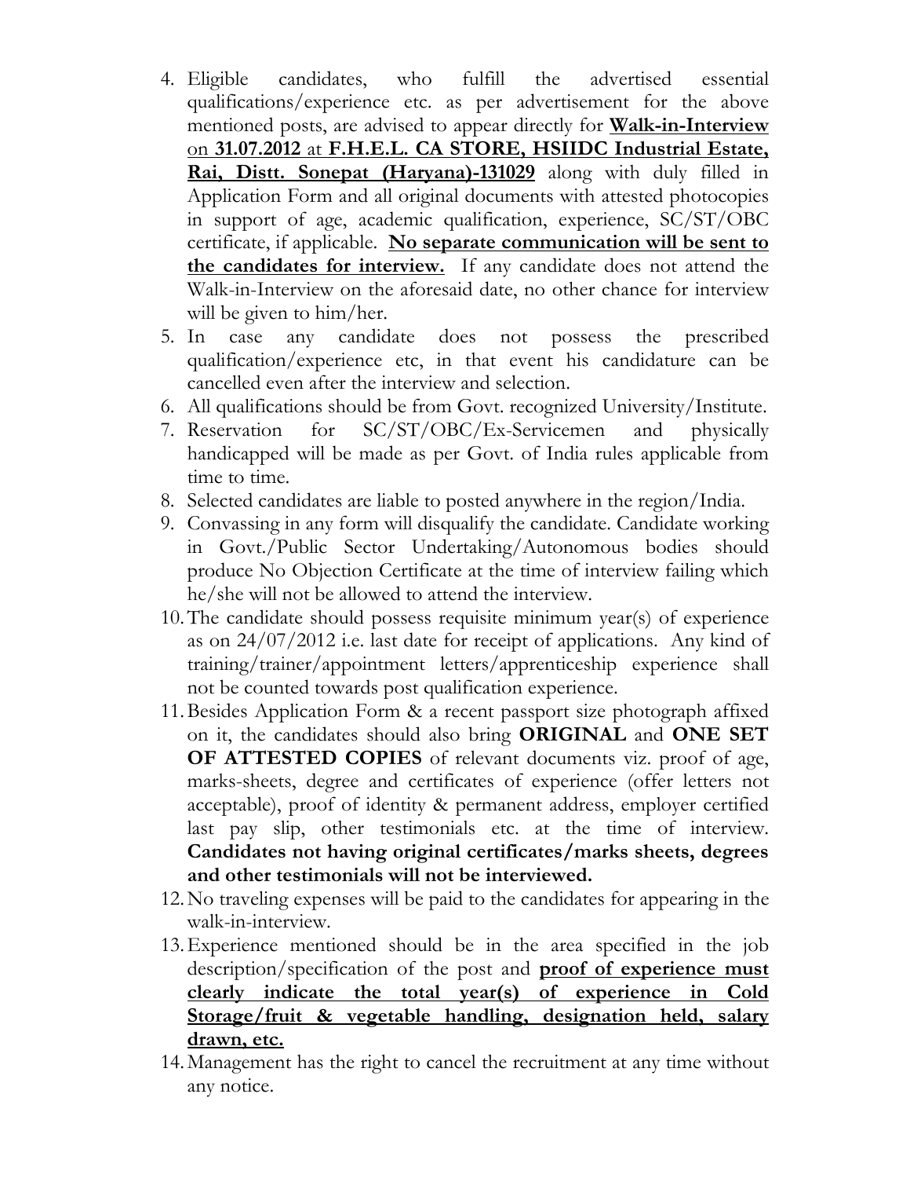4. Eligible candidates, who fulfill the advertised essential qualifications/experience etc. as per advertisement for the above mentioned posts, are advised to appear directly for **<u>Walk-in-Interview</u>** <u>on **31.07.2012** at</u> **<u>F.H.E.L. CA STORE, HSIIDC Industrial Estate, Rai, Distt. Sonepat (Haryana)-131029</u>** along with duly filled in Application Form and all original documents with attested photocopies in support of age, academic qualification, experience, SC/ST/OBC certificate, if applicable. **<u>No separate communication will be sent to the candidates for interview.</u>** If any candidate does not attend the Walk-in-Interview on the aforesaid date, no other chance for interview will be given to him/her.
5. In case any candidate does not possess the prescribed qualification/experience etc, in that event his candidature can be cancelled even after the interview and selection.
6. All qualifications should be from Govt. recognized University/Institute.
7. Reservation for SC/ST/OBC/Ex-Servicemen and physically handicapped will be made as per Govt. of India rules applicable from time to time.
8. Selected candidates are liable to posted anywhere in the region/India.
9. Convassing in any form will disqualify the candidate. Candidate working in Govt./Public Sector Undertaking/Autonomous bodies should produce No Objection Certificate at the time of interview failing which he/she will not be allowed to attend the interview.
10. The candidate should possess requisite minimum year(s) of experience as on 24/07/2012 i.e. last date for receipt of applications. Any kind of training/trainer/appointment letters/apprenticeship experience shall not be counted towards post qualification experience.
11. Besides Application Form & a recent passport size photograph affixed on it, the candidates should also bring **ORIGINAL** and **ONE SET OF ATTESTED COPIES** of relevant documents viz. proof of age, marks-sheets, degree and certificates of experience (offer letters not acceptable), proof of identity & permanent address, employer certified last pay slip, other testimonials etc. at the time of interview. **Candidates not having original certificates/marks sheets, degrees and other testimonials will not be interviewed.**
12. No traveling expenses will be paid to the candidates for appearing in the walk-in-interview.
13. Experience mentioned should be in the area specified in the job description/specification of the post and **<u>proof of experience must clearly indicate the total year(s) of experience in Cold Storage/fruit & vegetable handling, designation held, salary drawn, etc.</u>**
14. Management has the right to cancel the recruitment at any time without any notice.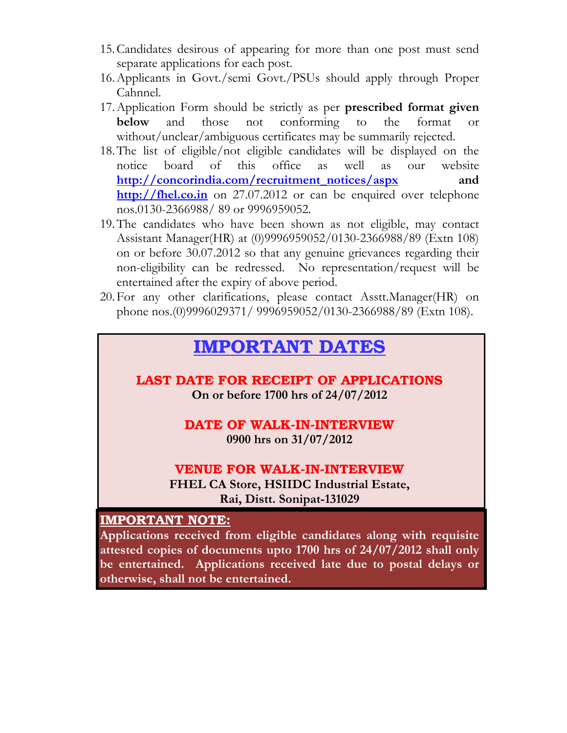15. Candidates desirous of appearing for more than one post must send separate applications for each post.
16. Applicants in Govt./semi Govt./PSUs should apply through Proper Cahnnel.
17. Application Form should be strictly as per **prescribed format given below** and those not conforming to the format or without/unclear/ambiguous certificates may be summarily rejected.
18. The list of eligible/not eligible candidates will be displayed on the notice board of this office as well as our website **http://concorindia.com/recruitment_notices/aspx and http://fhel.co.in** on 27.07.2012 or can be enquired over telephone nos.0130-2366988/ 89 or 9996959052.
19. The candidates who have been shown as not eligible, may contact Assistant Manager(HR) at (0)9996959052/0130-2366988/89 (Extn 108) on or before 30.07.2012 so that any genuine grievances regarding their non-eligibility can be redressed. No representation/request will be entertained after the expiry of above period.
20. For any other clarifications, please contact Asstt.Manager(HR) on phone nos.(0)9996029371/ 9996959052/0130-2366988/89 (Extn 108).

## IMPORTANT DATES

**LAST DATE FOR RECEIPT OF APPLICATIONS**

**On or before 1700 hrs of 24/07/2012**

**DATE OF WALK-IN-INTERVIEW**

**0900 hrs on 31/07/2012**

**VENUE FOR WALK-IN-INTERVIEW**

**FHEL CA Store, HSIIDC Industrial Estate, Rai, Distt. Sonipat-131029**

**IMPORTANT NOTE:**

**Applications received from eligible candidates along with requisite attested copies of documents upto 1700 hrs of 24/07/2012 shall only be entertained. Applications received late due to postal delays or otherwise, shall not be entertained.**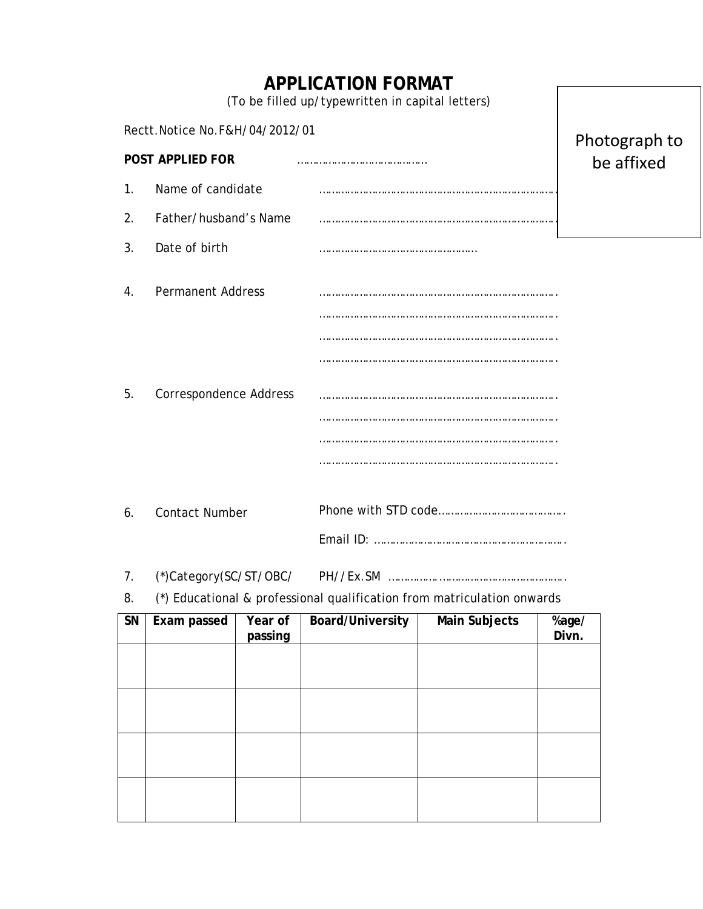# APPLICATION FORMAT

(To be filled up/typewritten in capital letters)

Photograph to be affixed

Rectt.Notice No.F&H/04/2012/01

**POST APPLIED FOR** ……………………………………

1. Name of candidate ……………………………………………………………………
2. Father/husband's Name ……………………………………………………………………
3. Date of birth ……………………………………………
4. Permanent Address ……………………………………………………………………
   ……………………………………………………………………
   ……………………………………………………………………
   ……………………………………………………………………
5. Correspondence Address ……………………………………………………………………
   ……………………………………………………………………
   ……………………………………………………………………
   ……………………………………………………………………
6. Contact Number Phone with STD code……………………………………
   Email ID: ……………………………………………………….
7. (*)Category(SC/ST/OBC/ PH//Ex.SM ……………………………………………….
8. (*) Educational & professional qualification from matriculation onwards

| SN | Exam passed | Year of passing | Board/University | Main Subjects | %age/ Divn. |
|---|---|---|---|---|---|
| | | | | | |
| | | | | | |
| | | | | | |
| | | | | | |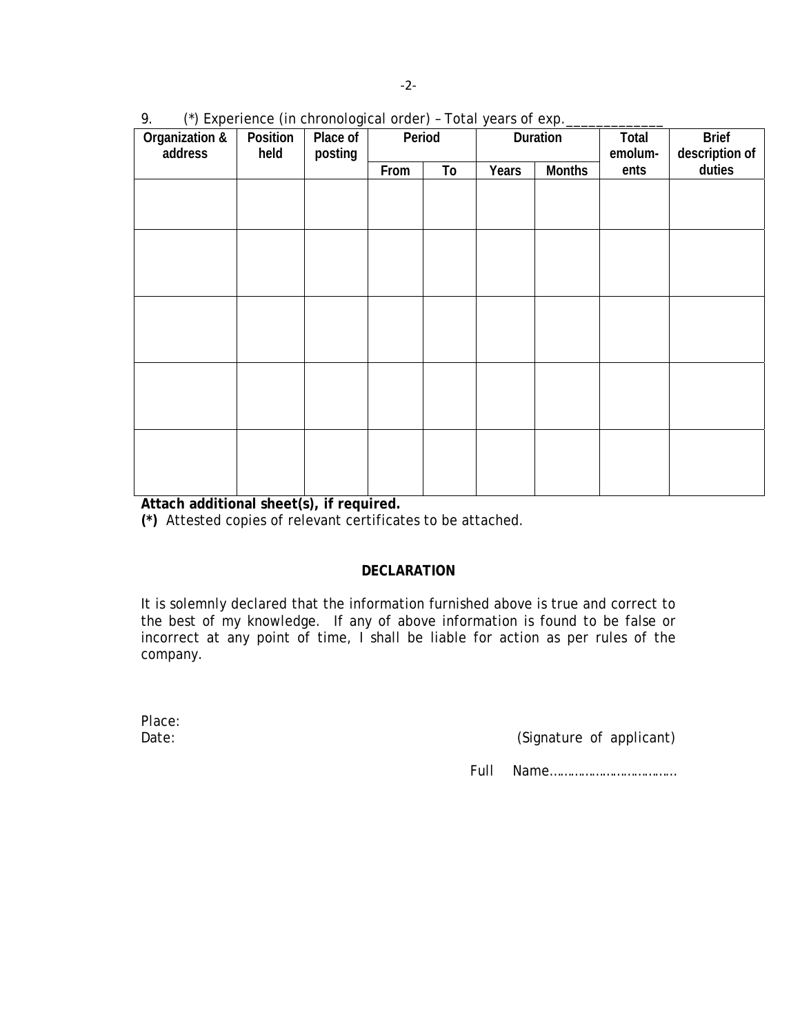9. (*) Experience (in chronological order) – Total years of exp.\_\_\_\_\_\_\_\_\_\_\_\_\_

| Organization & address | Position held | Place of posting | Period | | Duration | | Total emolum-ents | Brief description of duties |
|---|---|---|---|---|---|---|---|---|
| | | | From | To | Years | Months | | |
| | | | | | | | | |
| | | | | | | | | |
| | | | | | | | | |
| | | | | | | | | |
| | | | | | | | | |

**Attach additional sheet(s), if required.**

**(*)** Attested copies of relevant certificates to be attached.

**DECLARATION**

It is solemnly declared that the information furnished above is true and correct to the best of my knowledge. If any of above information is found to be false or incorrect at any point of time, I shall be liable for action as per rules of the company.

Place:

Date:

(Signature of applicant)

Full Name………………………………